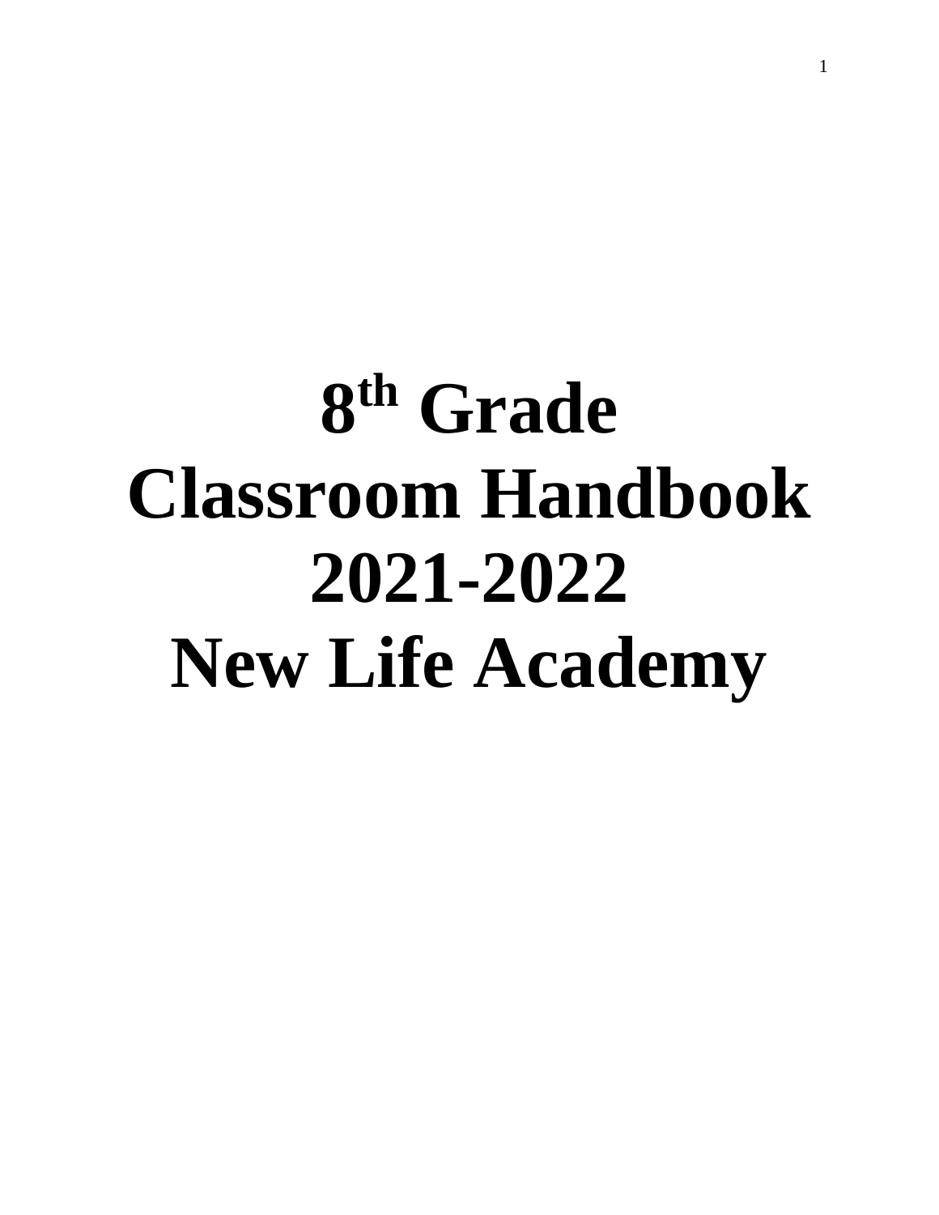# 8th Grade Classroom Handbook 2021-2022 New Life Academy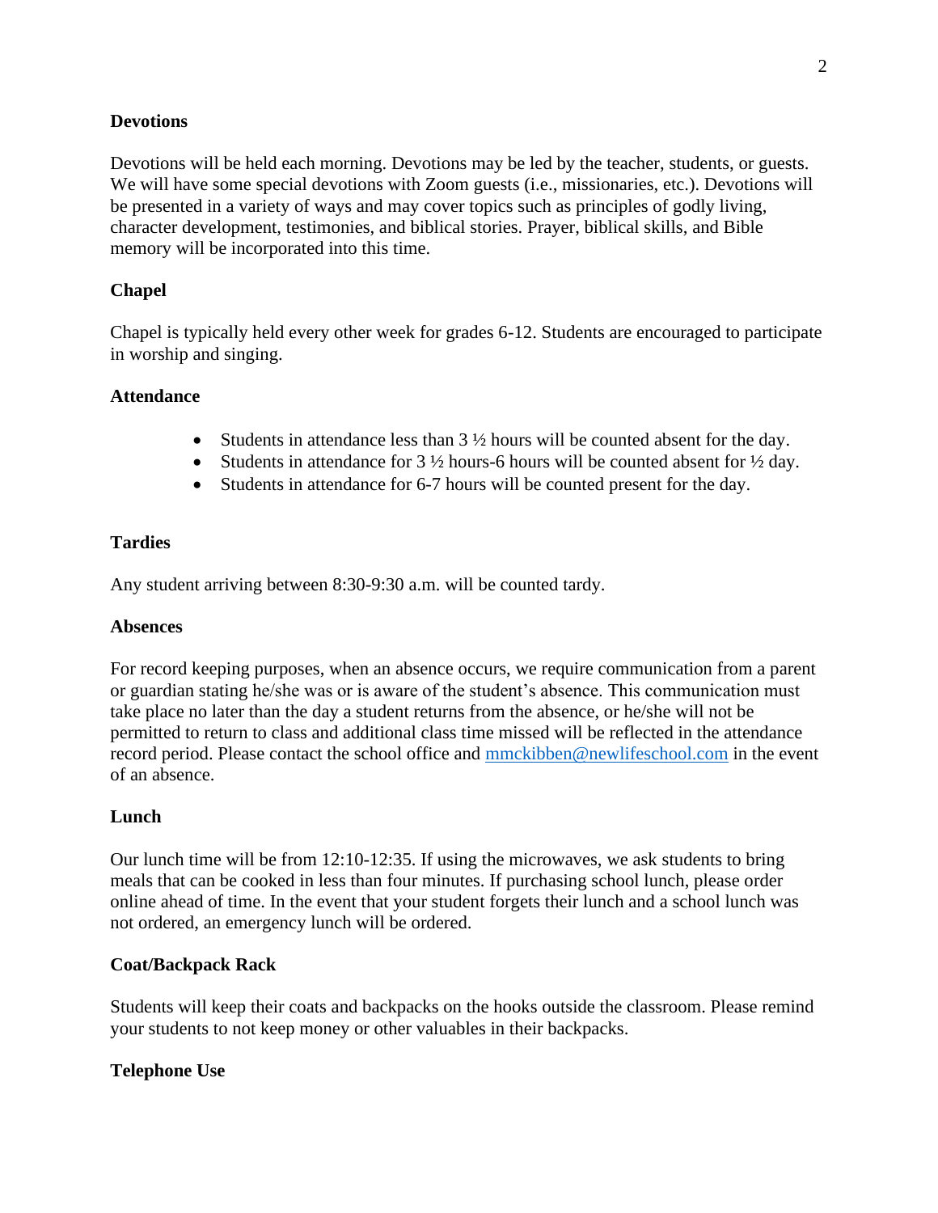**Devotions**

Devotions will be held each morning. Devotions may be led by the teacher, students, or guests. We will have some special devotions with Zoom guests (i.e., missionaries, etc.). Devotions will be presented in a variety of ways and may cover topics such as principles of godly living, character development, testimonies, and biblical stories. Prayer, biblical skills, and Bible memory will be incorporated into this time.

**Chapel**

Chapel is typically held every other week for grades 6-12. Students are encouraged to participate in worship and singing.

**Attendance**

- Students in attendance less than 3 ½ hours will be counted absent for the day.
- Students in attendance for 3 ½ hours-6 hours will be counted absent for ½ day.
- Students in attendance for 6-7 hours will be counted present for the day.

**Tardies**

Any student arriving between 8:30-9:30 a.m. will be counted tardy.

**Absences**

For record keeping purposes, when an absence occurs, we require communication from a parent or guardian stating he/she was or is aware of the student's absence. This communication must take place no later than the day a student returns from the absence, or he/she will not be permitted to return to class and additional class time missed will be reflected in the attendance record period. Please contact the school office and mmckibben@newlifeschool.com in the event of an absence.

**Lunch**

Our lunch time will be from 12:10-12:35. If using the microwaves, we ask students to bring meals that can be cooked in less than four minutes. If purchasing school lunch, please order online ahead of time. In the event that your student forgets their lunch and a school lunch was not ordered, an emergency lunch will be ordered.

**Coat/Backpack Rack**

Students will keep their coats and backpacks on the hooks outside the classroom. Please remind your students to not keep money or other valuables in their backpacks.

**Telephone Use**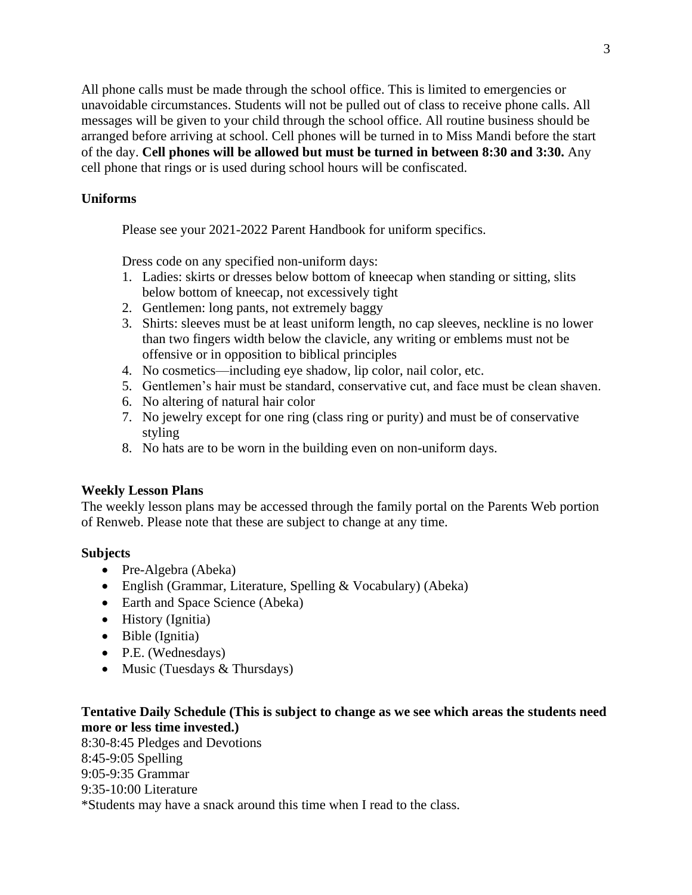All phone calls must be made through the school office. This is limited to emergencies or unavoidable circumstances. Students will not be pulled out of class to receive phone calls. All messages will be given to your child through the school office. All routine business should be arranged before arriving at school. Cell phones will be turned in to Miss Mandi before the start of the day. **Cell phones will be allowed but must be turned in between 8:30 and 3:30.** Any cell phone that rings or is used during school hours will be confiscated.

**Uniforms**

Please see your 2021-2022 Parent Handbook for uniform specifics.

Dress code on any specified non-uniform days:

1. Ladies: skirts or dresses below bottom of kneecap when standing or sitting, slits below bottom of kneecap, not excessively tight
2. Gentlemen: long pants, not extremely baggy
3. Shirts: sleeves must be at least uniform length, no cap sleeves, neckline is no lower than two fingers width below the clavicle, any writing or emblems must not be offensive or in opposition to biblical principles
4. No cosmetics—including eye shadow, lip color, nail color, etc.
5. Gentlemen's hair must be standard, conservative cut, and face must be clean shaven.
6. No altering of natural hair color
7. No jewelry except for one ring (class ring or purity) and must be of conservative styling
8. No hats are to be worn in the building even on non-uniform days.

**Weekly Lesson Plans**

The weekly lesson plans may be accessed through the family portal on the Parents Web portion of Renweb. Please note that these are subject to change at any time.

**Subjects**

- Pre-Algebra (Abeka)
- English (Grammar, Literature, Spelling & Vocabulary) (Abeka)
- Earth and Space Science (Abeka)
- History (Ignitia)
- Bible (Ignitia)
- P.E. (Wednesdays)
- Music (Tuesdays & Thursdays)

**Tentative Daily Schedule (This is subject to change as we see which areas the students need more or less time invested.)**

8:30-8:45 Pledges and Devotions
8:45-9:05 Spelling
9:05-9:35 Grammar
9:35-10:00 Literature
*Students may have a snack around this time when I read to the class.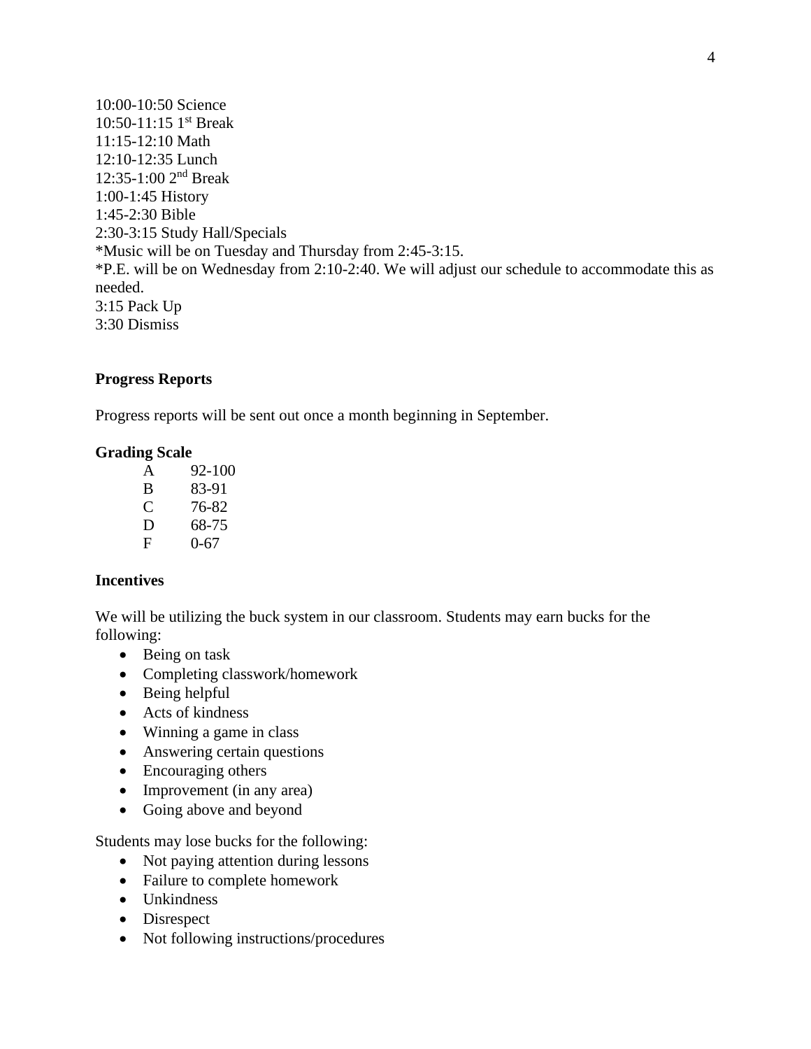10:00-10:50 Science
10:50-11:15 1st Break
11:15-12:10 Math
12:10-12:35 Lunch
12:35-1:00 2nd Break
1:00-1:45 History
1:45-2:30 Bible
2:30-3:15 Study Hall/Specials
*Music will be on Tuesday and Thursday from 2:45-3:15.
*P.E. will be on Wednesday from 2:10-2:40. We will adjust our schedule to accommodate this as needed.
3:15 Pack Up
3:30 Dismiss

**Progress Reports**

Progress reports will be sent out once a month beginning in September.

**Grading Scale**

| | |
|---|---|
| A | 92-100 |
| B | 83-91 |
| C | 76-82 |
| D | 68-75 |
| F | 0-67 |

**Incentives**

We will be utilizing the buck system in our classroom. Students may earn bucks for the following:

- Being on task
- Completing classwork/homework
- Being helpful
- Acts of kindness
- Winning a game in class
- Answering certain questions
- Encouraging others
- Improvement (in any area)
- Going above and beyond

Students may lose bucks for the following:

- Not paying attention during lessons
- Failure to complete homework
- Unkindness
- Disrespect
- Not following instructions/procedures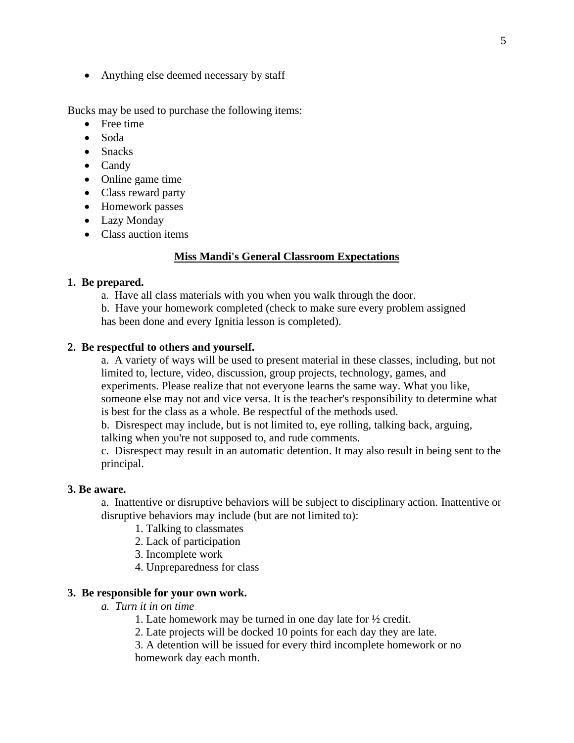- Anything else deemed necessary by staff

Bucks may be used to purchase the following items:

- Free time
- Soda
- Snacks
- Candy
- Online game time
- Class reward party
- Homework passes
- Lazy Monday
- Class auction items

## Miss Mandi's General Classroom Expectations

**1. Be prepared.**

a. Have all class materials with you when you walk through the door.

b. Have your homework completed (check to make sure every problem assigned has been done and every Ignitia lesson is completed).

**2. Be respectful to others and yourself.**

a. A variety of ways will be used to present material in these classes, including, but not limited to, lecture, video, discussion, group projects, technology, games, and experiments. Please realize that not everyone learns the same way. What you like, someone else may not and vice versa. It is the teacher's responsibility to determine what is best for the class as a whole. Be respectful of the methods used.

b. Disrespect may include, but is not limited to, eye rolling, talking back, arguing, talking when you're not supposed to, and rude comments.

c. Disrespect may result in an automatic detention. It may also result in being sent to the principal.

**3. Be aware.**

a. Inattentive or disruptive behaviors will be subject to disciplinary action. Inattentive or disruptive behaviors may include (but are not limited to):

1. Talking to classmates
2. Lack of participation
3. Incomplete work
4. Unpreparedness for class

**3. Be responsible for your own work.**

*a. Turn it in on time*

1. Late homework may be turned in one day late for ½ credit.
2. Late projects will be docked 10 points for each day they are late.
3. A detention will be issued for every third incomplete homework or no homework day each month.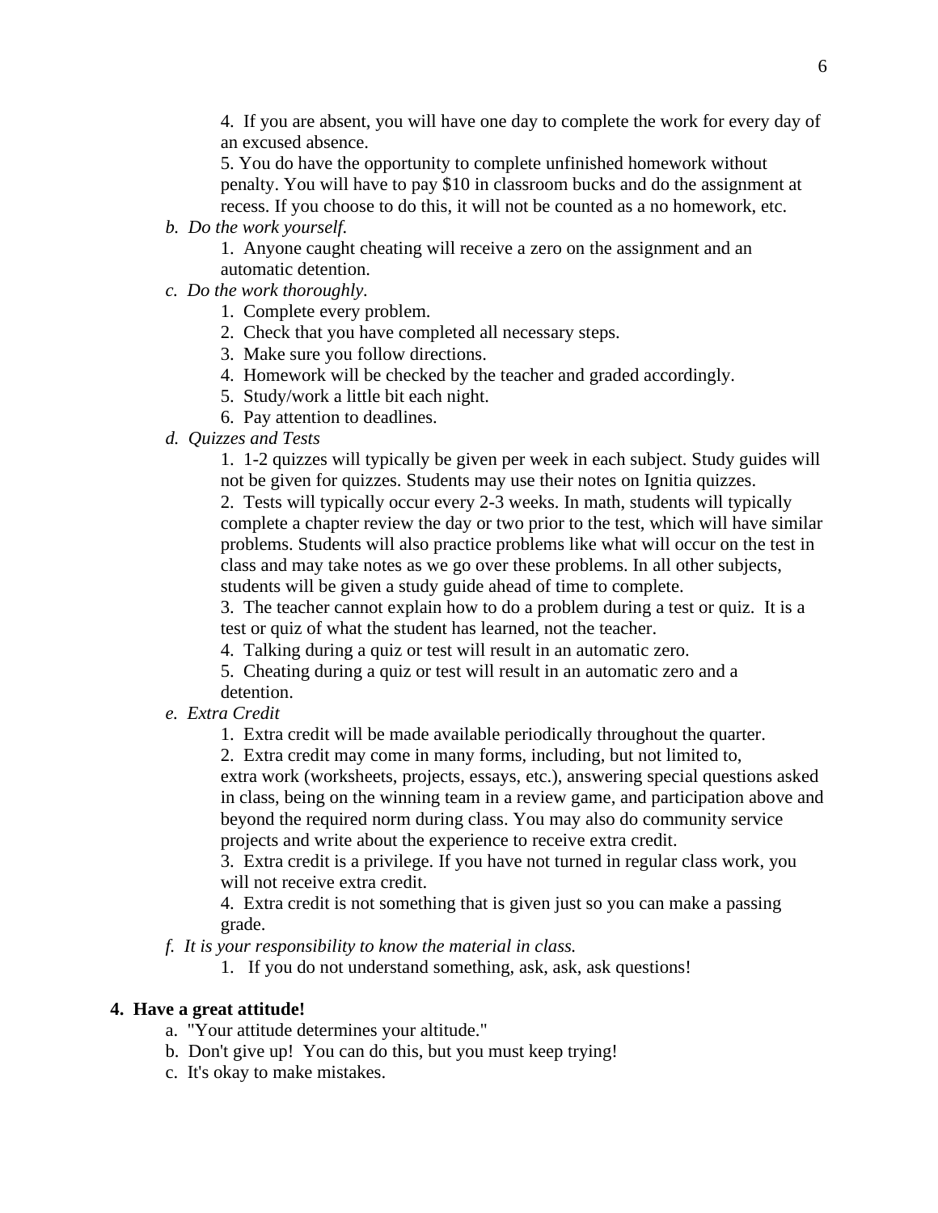4. If you are absent, you will have one day to complete the work for every day of an excused absence.
5. You do have the opportunity to complete unfinished homework without penalty. You will have to pay $10 in classroom bucks and do the assignment at recess. If you choose to do this, it will not be counted as a no homework, etc.

*b. Do the work yourself.*

1. Anyone caught cheating will receive a zero on the assignment and an automatic detention.

*c. Do the work thoroughly.*

1. Complete every problem.
2. Check that you have completed all necessary steps.
3. Make sure you follow directions.
4. Homework will be checked by the teacher and graded accordingly.
5. Study/work a little bit each night.
6. Pay attention to deadlines.

*d. Quizzes and Tests*

1. 1-2 quizzes will typically be given per week in each subject. Study guides will not be given for quizzes. Students may use their notes on Ignitia quizzes.
2. Tests will typically occur every 2-3 weeks. In math, students will typically complete a chapter review the day or two prior to the test, which will have similar problems. Students will also practice problems like what will occur on the test in class and may take notes as we go over these problems. In all other subjects, students will be given a study guide ahead of time to complete.
3. The teacher cannot explain how to do a problem during a test or quiz. It is a test or quiz of what the student has learned, not the teacher.
4. Talking during a quiz or test will result in an automatic zero.
5. Cheating during a quiz or test will result in an automatic zero and a detention.

*e. Extra Credit*

1. Extra credit will be made available periodically throughout the quarter.
2. Extra credit may come in many forms, including, but not limited to, extra work (worksheets, projects, essays, etc.), answering special questions asked in class, being on the winning team in a review game, and participation above and beyond the required norm during class. You may also do community service projects and write about the experience to receive extra credit.
3. Extra credit is a privilege. If you have not turned in regular class work, you will not receive extra credit.
4. Extra credit is not something that is given just so you can make a passing grade.

*f. It is your responsibility to know the material in class.*

1. If you do not understand something, ask, ask, ask questions!

**4. Have a great attitude!**

a. "Your attitude determines your altitude."
b. Don't give up! You can do this, but you must keep trying!
c. It's okay to make mistakes.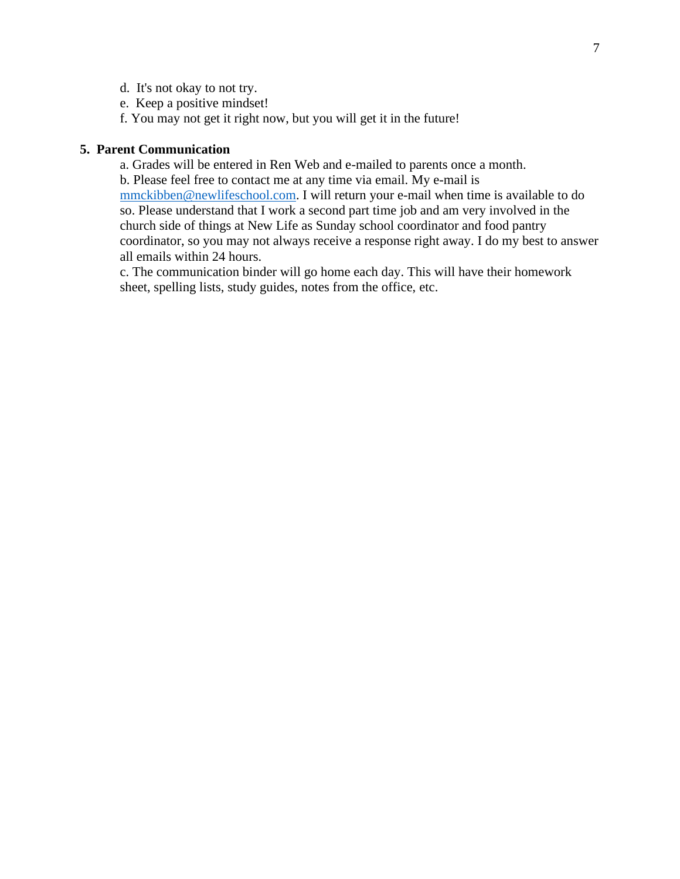d. It's not okay to not try.
e. Keep a positive mindset!
f. You may not get it right now, but you will get it in the future!

**5. Parent Communication**

a. Grades will be entered in Ren Web and e-mailed to parents once a month.
b. Please feel free to contact me at any time via email. My e-mail is [mmckibben@newlifeschool.com](mailto:mmckibben@newlifeschool.com). I will return your e-mail when time is available to do so. Please understand that I work a second part time job and am very involved in the church side of things at New Life as Sunday school coordinator and food pantry coordinator, so you may not always receive a response right away. I do my best to answer all emails within 24 hours.
c. The communication binder will go home each day. This will have their homework sheet, spelling lists, study guides, notes from the office, etc.